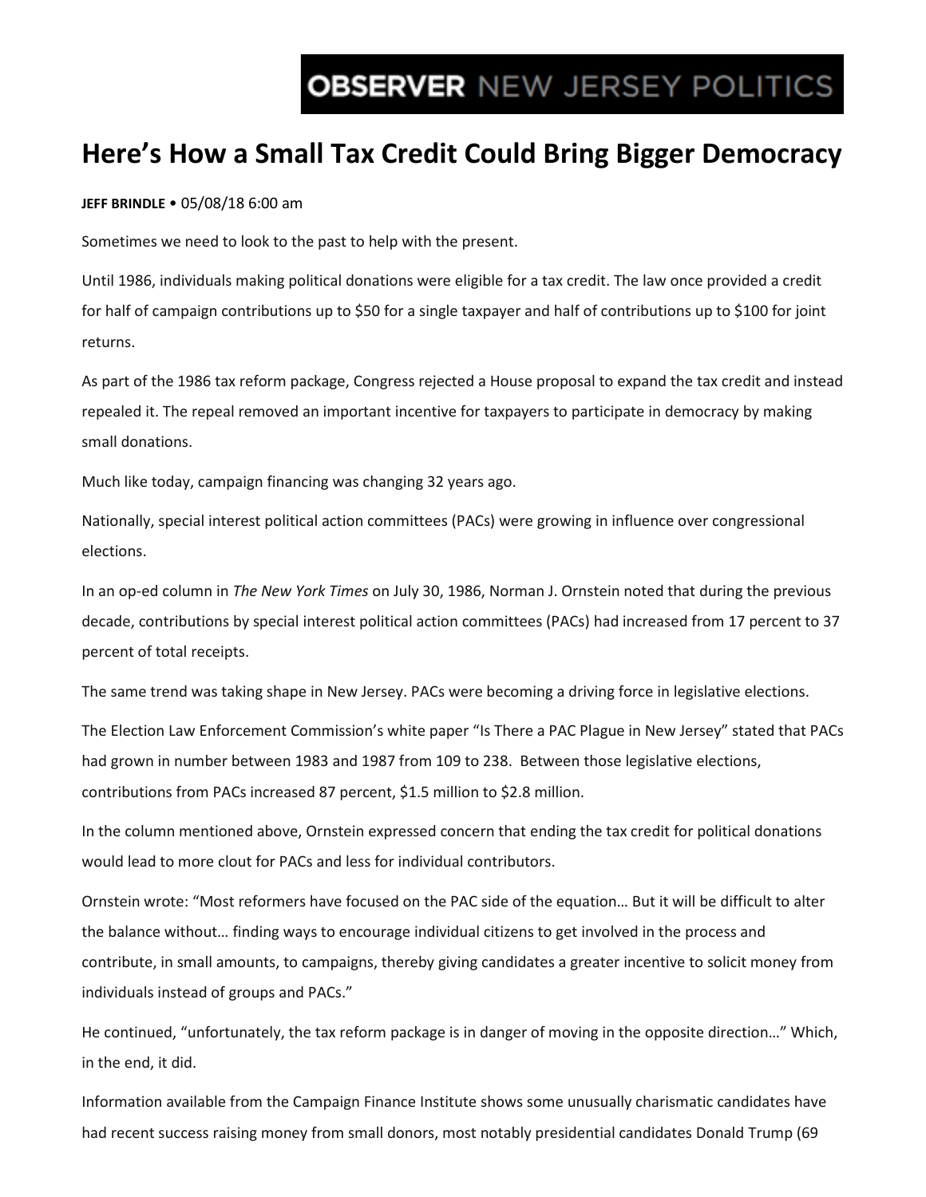OBSERVER NEW JERSEY POLITICS

# Here's How a Small Tax Credit Could Bring Bigger Democracy

**JEFF BRINDLE** • 05/08/18 6:00 am

Sometimes we need to look to the past to help with the present.

Until 1986, individuals making political donations were eligible for a tax credit. The law once provided a credit for half of campaign contributions up to $50 for a single taxpayer and half of contributions up to $100 for joint returns.

As part of the 1986 tax reform package, Congress rejected a House proposal to expand the tax credit and instead repealed it. The repeal removed an important incentive for taxpayers to participate in democracy by making small donations.

Much like today, campaign financing was changing 32 years ago.

Nationally, special interest political action committees (PACs) were growing in influence over congressional elections.

In an op-ed column in *The New York Times* on July 30, 1986, Norman J. Ornstein noted that during the previous decade, contributions by special interest political action committees (PACs) had increased from 17 percent to 37 percent of total receipts.

The same trend was taking shape in New Jersey. PACs were becoming a driving force in legislative elections.

The Election Law Enforcement Commission's white paper "Is There a PAC Plague in New Jersey" stated that PACs had grown in number between 1983 and 1987 from 109 to 238. Between those legislative elections, contributions from PACs increased 87 percent, $1.5 million to $2.8 million.

In the column mentioned above, Ornstein expressed concern that ending the tax credit for political donations would lead to more clout for PACs and less for individual contributors.

Ornstein wrote: "Most reformers have focused on the PAC side of the equation… But it will be difficult to alter the balance without… finding ways to encourage individual citizens to get involved in the process and contribute, in small amounts, to campaigns, thereby giving candidates a greater incentive to solicit money from individuals instead of groups and PACs."

He continued, "unfortunately, the tax reform package is in danger of moving in the opposite direction…" Which, in the end, it did.

Information available from the Campaign Finance Institute shows some unusually charismatic candidates have had recent success raising money from small donors, most notably presidential candidates Donald Trump (69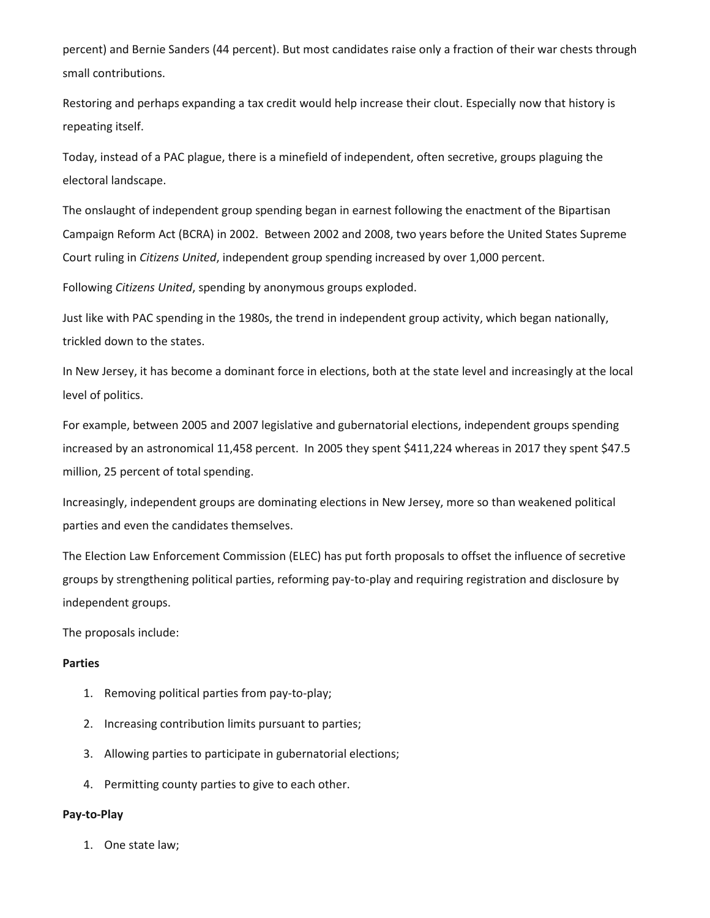percent) and Bernie Sanders (44 percent). But most candidates raise only a fraction of their war chests through small contributions.

Restoring and perhaps expanding a tax credit would help increase their clout. Especially now that history is repeating itself.

Today, instead of a PAC plague, there is a minefield of independent, often secretive, groups plaguing the electoral landscape.

The onslaught of independent group spending began in earnest following the enactment of the Bipartisan Campaign Reform Act (BCRA) in 2002. Between 2002 and 2008, two years before the United States Supreme Court ruling in *Citizens United*, independent group spending increased by over 1,000 percent.

Following *Citizens United*, spending by anonymous groups exploded.

Just like with PAC spending in the 1980s, the trend in independent group activity, which began nationally, trickled down to the states.

In New Jersey, it has become a dominant force in elections, both at the state level and increasingly at the local level of politics.

For example, between 2005 and 2007 legislative and gubernatorial elections, independent groups spending increased by an astronomical 11,458 percent. In 2005 they spent $411,224 whereas in 2017 they spent $47.5 million, 25 percent of total spending.

Increasingly, independent groups are dominating elections in New Jersey, more so than weakened political parties and even the candidates themselves.

The Election Law Enforcement Commission (ELEC) has put forth proposals to offset the influence of secretive groups by strengthening political parties, reforming pay-to-play and requiring registration and disclosure by independent groups.

The proposals include:

**Parties**

1. Removing political parties from pay-to-play;
2. Increasing contribution limits pursuant to parties;
3. Allowing parties to participate in gubernatorial elections;
4. Permitting county parties to give to each other.

**Pay-to-Play**

1. One state law;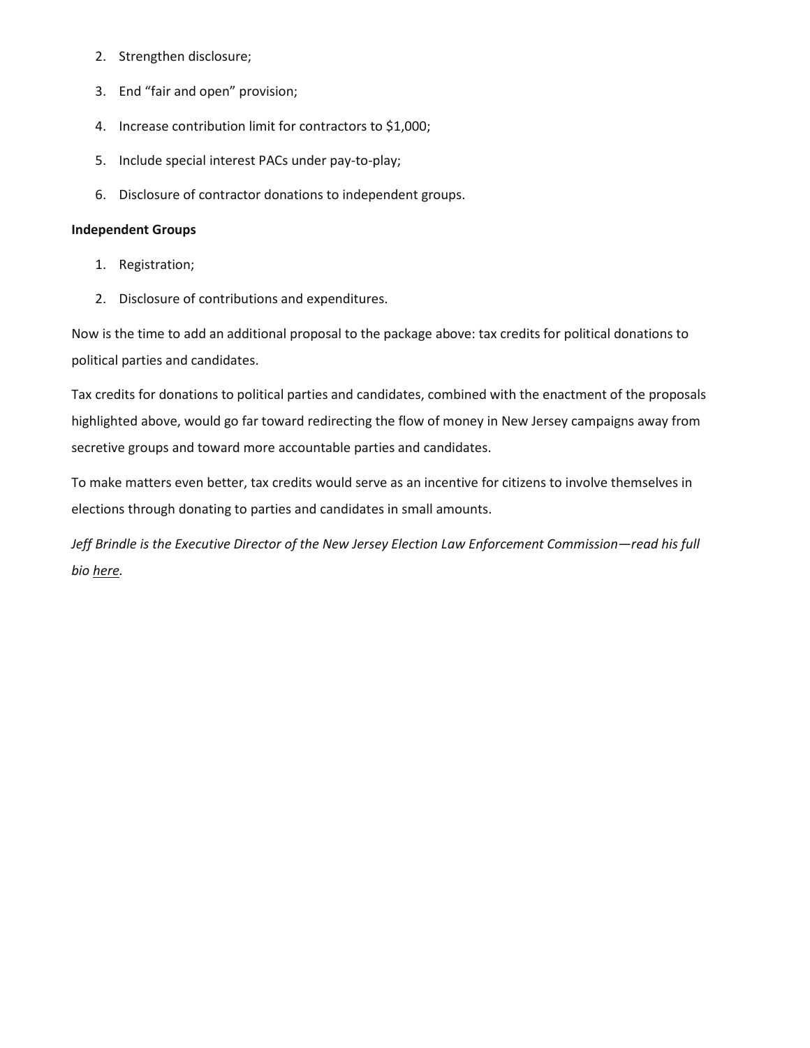2. Strengthen disclosure;
3. End "fair and open" provision;
4. Increase contribution limit for contractors to $1,000;
5. Include special interest PACs under pay-to-play;
6. Disclosure of contractor donations to independent groups.

**Independent Groups**

1. Registration;
2. Disclosure of contributions and expenditures.

Now is the time to add an additional proposal to the package above: tax credits for political donations to political parties and candidates.

Tax credits for donations to political parties and candidates, combined with the enactment of the proposals highlighted above, would go far toward redirecting the flow of money in New Jersey campaigns away from secretive groups and toward more accountable parties and candidates.

To make matters even better, tax credits would serve as an incentive for citizens to involve themselves in elections through donating to parties and candidates in small amounts.

*Jeff Brindle is the Executive Director of the New Jersey Election Law Enforcement Commission—read his full bio here.*